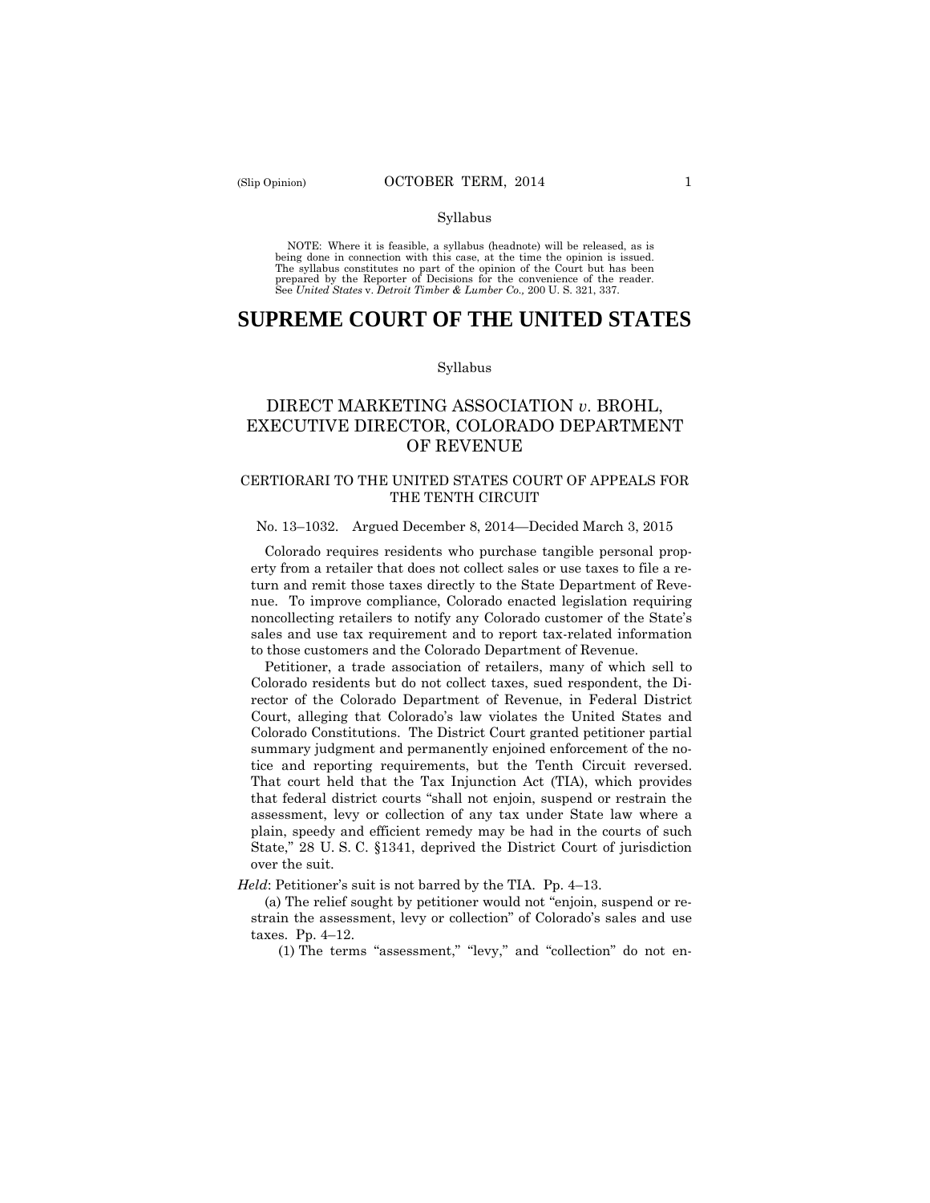Syllabus

NOTE: Where it is feasible, a syllabus (headnote) will be released, as is being done in connection with this case, at the time the opinion is issued. The syllabus constitutes no part of the opinion of the Court but has been prepared by the Reporter of Decisions for the convenience of the reader. See *United States* v. *Detroit Timber & Lumber Co.,* 200 U. S. 321, 337.

# SUPREME COURT OF THE UNITED STATES

Syllabus

## DIRECT MARKETING ASSOCIATION *v.* BROHL, EXECUTIVE DIRECTOR, COLORADO DEPARTMENT OF REVENUE

### CERTIORARI TO THE UNITED STATES COURT OF APPEALS FOR THE TENTH CIRCUIT

No. 13–1032. Argued December 8, 2014—Decided March 3, 2015

Colorado requires residents who purchase tangible personal property from a retailer that does not collect sales or use taxes to file a return and remit those taxes directly to the State Department of Revenue. To improve compliance, Colorado enacted legislation requiring noncollecting retailers to notify any Colorado customer of the State's sales and use tax requirement and to report tax-related information to those customers and the Colorado Department of Revenue.

Petitioner, a trade association of retailers, many of which sell to Colorado residents but do not collect taxes, sued respondent, the Director of the Colorado Department of Revenue, in Federal District Court, alleging that Colorado's law violates the United States and Colorado Constitutions. The District Court granted petitioner partial summary judgment and permanently enjoined enforcement of the notice and reporting requirements, but the Tenth Circuit reversed. That court held that the Tax Injunction Act (TIA), which provides that federal district courts "shall not enjoin, suspend or restrain the assessment, levy or collection of any tax under State law where a plain, speedy and efficient remedy may be had in the courts of such State," 28 U. S. C. §1341, deprived the District Court of jurisdiction over the suit.

*Held*: Petitioner's suit is not barred by the TIA. Pp. 4–13.

(a) The relief sought by petitioner would not "enjoin, suspend or restrain the assessment, levy or collection" of Colorado's sales and use taxes. Pp. 4–12.

(1) The terms "assessment," "levy," and "collection" do not en-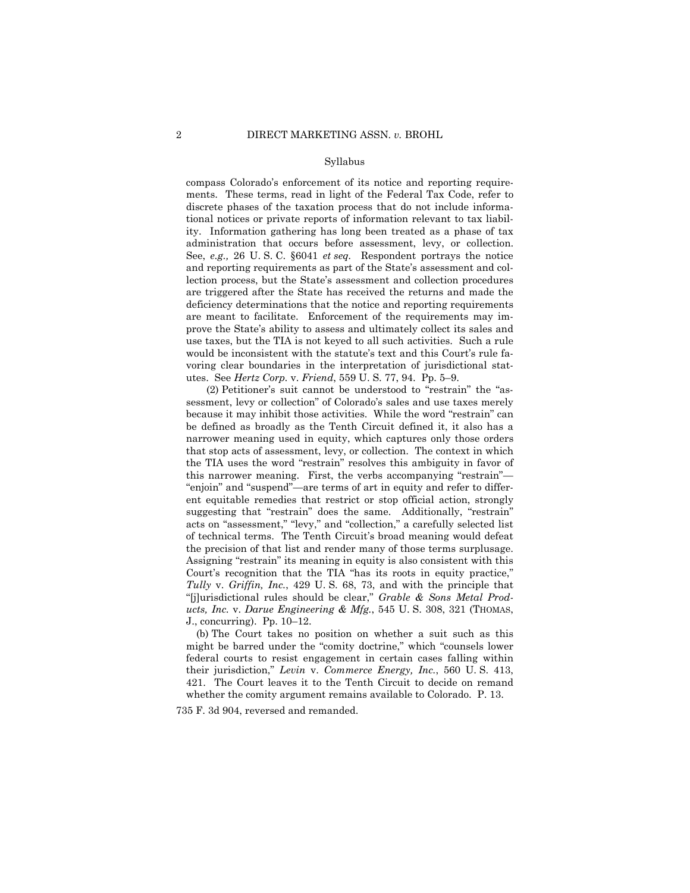compass Colorado's enforcement of its notice and reporting requirements. These terms, read in light of the Federal Tax Code, refer to discrete phases of the taxation process that do not include informational notices or private reports of information relevant to tax liability. Information gathering has long been treated as a phase of tax administration that occurs before assessment, levy, or collection. See, *e.g.,* 26 U. S. C. §6041 *et seq.* Respondent portrays the notice and reporting requirements as part of the State's assessment and collection process, but the State's assessment and collection procedures are triggered after the State has received the returns and made the deficiency determinations that the notice and reporting requirements are meant to facilitate. Enforcement of the requirements may improve the State's ability to assess and ultimately collect its sales and use taxes, but the TIA is not keyed to all such activities. Such a rule would be inconsistent with the statute's text and this Court's rule favoring clear boundaries in the interpretation of jurisdictional statutes. See *Hertz Corp.* v. *Friend*, 559 U. S. 77, 94. Pp. 5–9.

(2) Petitioner's suit cannot be understood to "restrain" the "assessment, levy or collection" of Colorado's sales and use taxes merely because it may inhibit those activities. While the word "restrain" can be defined as broadly as the Tenth Circuit defined it, it also has a narrower meaning used in equity, which captures only those orders that stop acts of assessment, levy, or collection. The context in which the TIA uses the word "restrain" resolves this ambiguity in favor of this narrower meaning. First, the verbs accompanying "restrain"—"enjoin" and "suspend"—are terms of art in equity and refer to different equitable remedies that restrict or stop official action, strongly suggesting that "restrain" does the same. Additionally, "restrain" acts on "assessment," "levy," and "collection," a carefully selected list of technical terms. The Tenth Circuit's broad meaning would defeat the precision of that list and render many of those terms surplusage. Assigning "restrain" its meaning in equity is also consistent with this Court's recognition that the TIA "has its roots in equity practice," *Tully* v. *Griffin, Inc.*, 429 U. S. 68, 73, and with the principle that "[j]urisdictional rules should be clear," *Grable & Sons Metal Products, Inc.* v. *Darue Engineering & Mfg.*, 545 U. S. 308, 321 (THOMAS, J., concurring). Pp. 10–12.

(b) The Court takes no position on whether a suit such as this might be barred under the "comity doctrine," which "counsels lower federal courts to resist engagement in certain cases falling within their jurisdiction," *Levin* v. *Commerce Energy, Inc.*, 560 U. S. 413, 421. The Court leaves it to the Tenth Circuit to decide on remand whether the comity argument remains available to Colorado. P. 13.

735 F. 3d 904, reversed and remanded.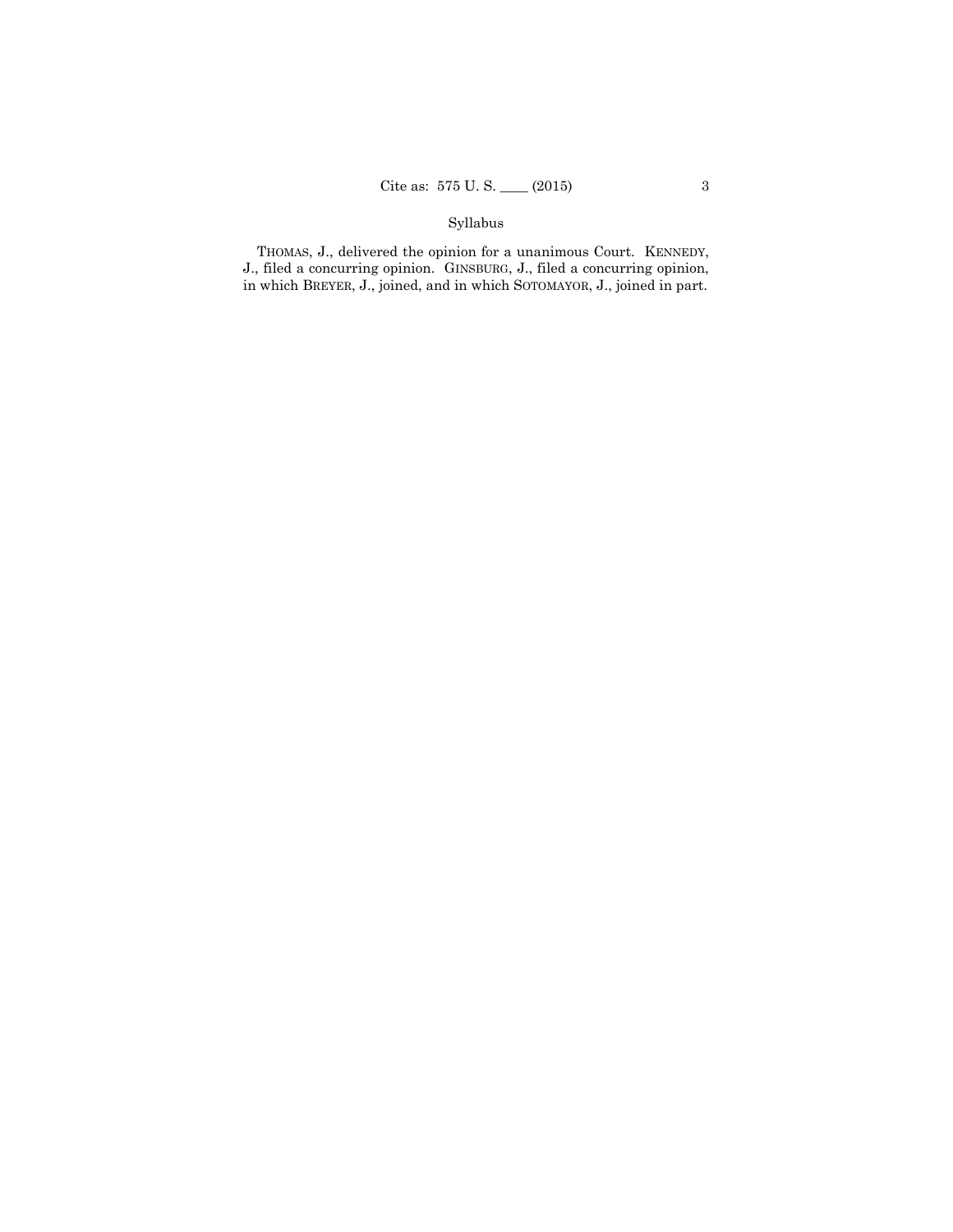Syllabus

THOMAS, J., delivered the opinion for a unanimous Court. KENNEDY, J., filed a concurring opinion. GINSBURG, J., filed a concurring opinion, in which BREYER, J., joined, and in which SOTOMAYOR, J., joined in part.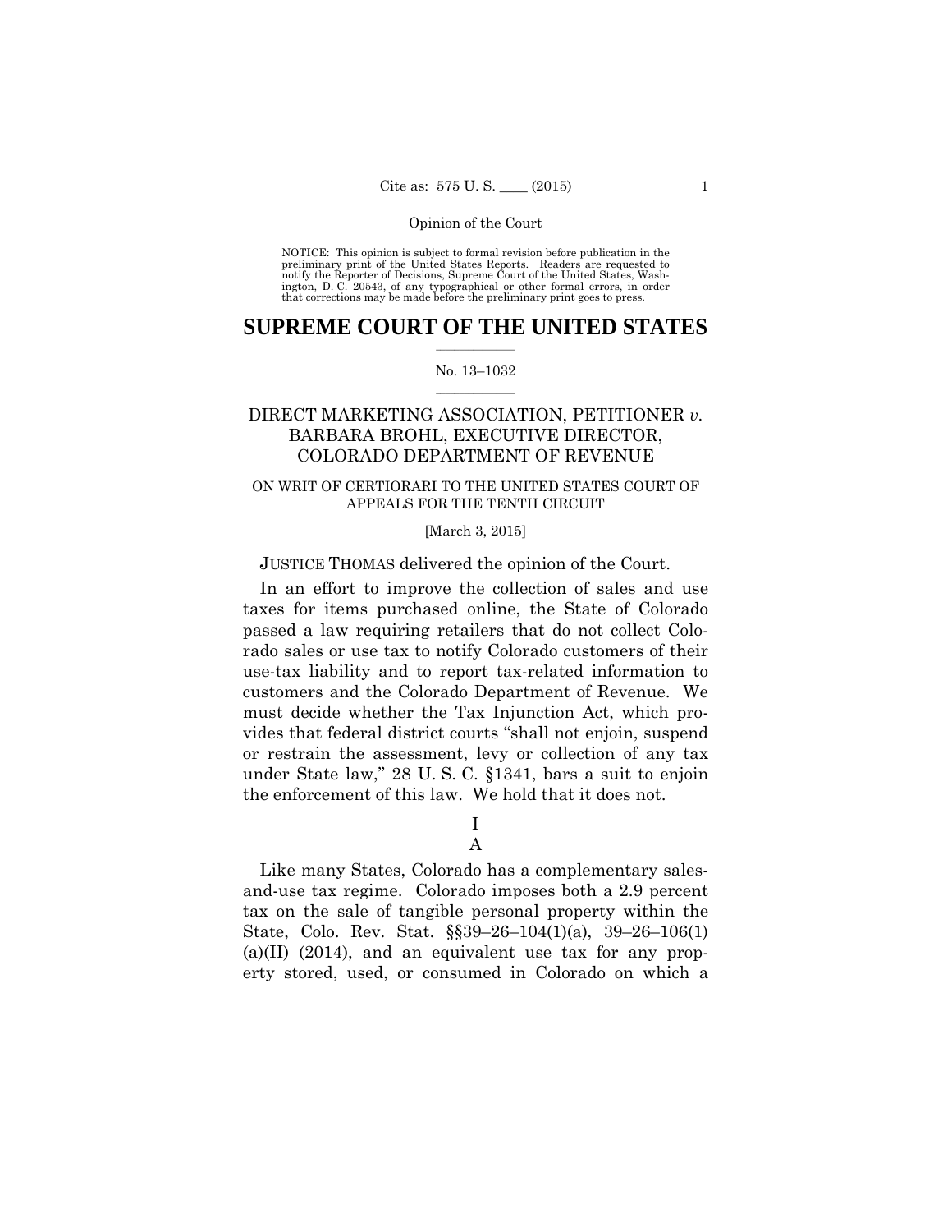NOTICE: This opinion is subject to formal revision before publication in the preliminary print of the United States Reports. Readers are requested to notify the Reporter of Decisions, Supreme Court of the United States, Washington, D. C. 20543, of any typographical or other formal errors, in order that corrections may be made before the preliminary print goes to press.

# SUPREME COURT OF THE UNITED STATES

No. 13–1032

DIRECT MARKETING ASSOCIATION, PETITIONER *v.* BARBARA BROHL, EXECUTIVE DIRECTOR, COLORADO DEPARTMENT OF REVENUE

ON WRIT OF CERTIORARI TO THE UNITED STATES COURT OF APPEALS FOR THE TENTH CIRCUIT

[March 3, 2015]

JUSTICE THOMAS delivered the opinion of the Court.

In an effort to improve the collection of sales and use taxes for items purchased online, the State of Colorado passed a law requiring retailers that do not collect Colorado sales or use tax to notify Colorado customers of their use-tax liability and to report tax-related information to customers and the Colorado Department of Revenue. We must decide whether the Tax Injunction Act, which provides that federal district courts "shall not enjoin, suspend or restrain the assessment, levy or collection of any tax under State law," 28 U. S. C. §1341, bars a suit to enjoin the enforcement of this law. We hold that it does not.

## I

### A

Like many States, Colorado has a complementary sales-and-use tax regime. Colorado imposes both a 2.9 percent tax on the sale of tangible personal property within the State, Colo. Rev. Stat. §§39–26–104(1)(a), 39–26–106(1)(a)(II) (2014), and an equivalent use tax for any property stored, used, or consumed in Colorado on which a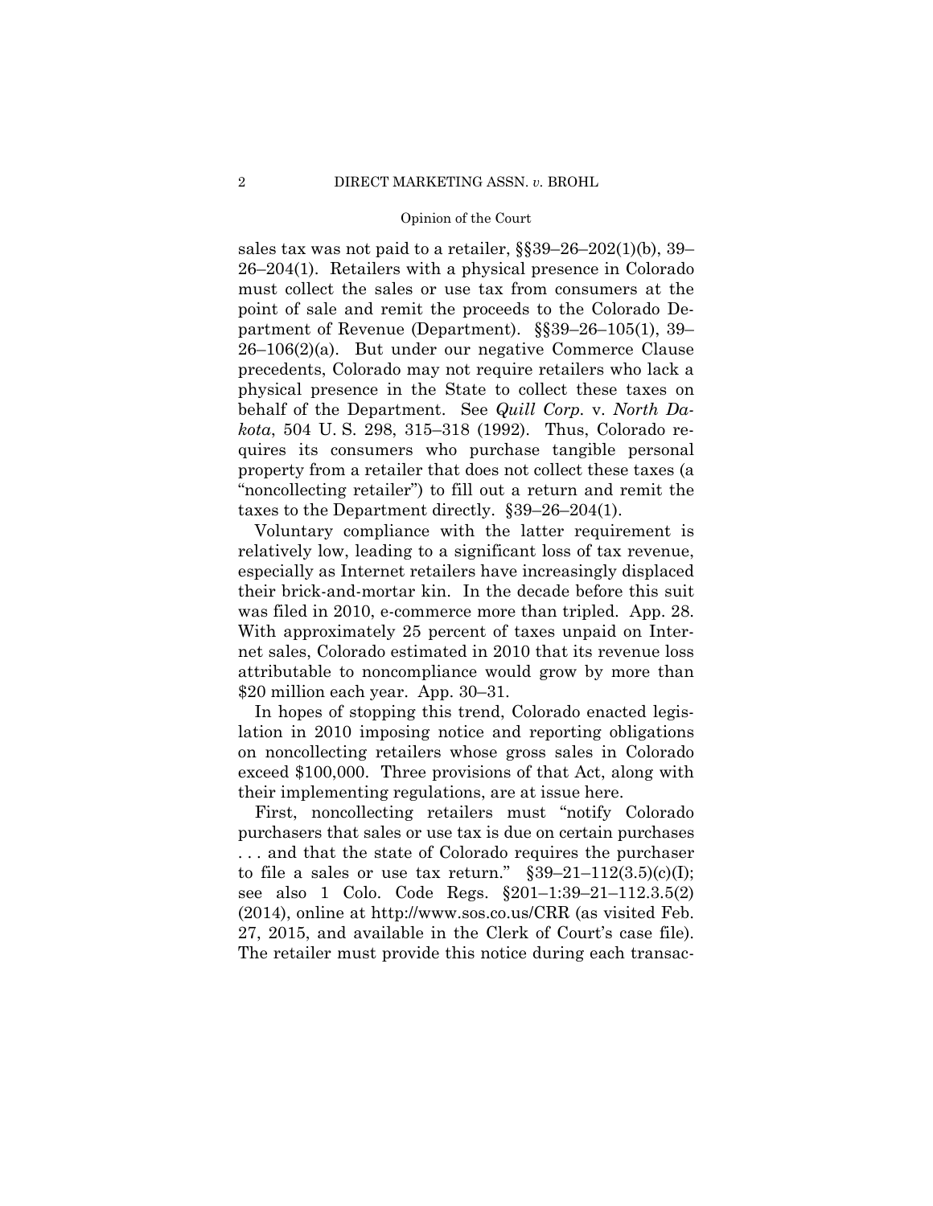sales tax was not paid to a retailer, §§39–26–202(1)(b), 39–26–204(1). Retailers with a physical presence in Colorado must collect the sales or use tax from consumers at the point of sale and remit the proceeds to the Colorado Department of Revenue (Department). §§39–26–105(1), 39–26–106(2)(a). But under our negative Commerce Clause precedents, Colorado may not require retailers who lack a physical presence in the State to collect these taxes on behalf of the Department. See *Quill Corp.* v. *North Dakota*, 504 U. S. 298, 315–318 (1992). Thus, Colorado requires its consumers who purchase tangible personal property from a retailer that does not collect these taxes (a "noncollecting retailer") to fill out a return and remit the taxes to the Department directly. §39–26–204(1).

Voluntary compliance with the latter requirement is relatively low, leading to a significant loss of tax revenue, especially as Internet retailers have increasingly displaced their brick-and-mortar kin. In the decade before this suit was filed in 2010, e-commerce more than tripled. App. 28. With approximately 25 percent of taxes unpaid on Internet sales, Colorado estimated in 2010 that its revenue loss attributable to noncompliance would grow by more than $20 million each year. App. 30–31.

In hopes of stopping this trend, Colorado enacted legislation in 2010 imposing notice and reporting obligations on noncollecting retailers whose gross sales in Colorado exceed $100,000. Three provisions of that Act, along with their implementing regulations, are at issue here.

First, noncollecting retailers must "notify Colorado purchasers that sales or use tax is due on certain purchases . . . and that the state of Colorado requires the purchaser to file a sales or use tax return." §39–21–112(3.5)(c)(I); see also 1 Colo. Code Regs. §201–1:39–21–112.3.5(2) (2014), online at http://www.sos.co.us/CRR (as visited Feb. 27, 2015, and available in the Clerk of Court's case file). The retailer must provide this notice during each transac-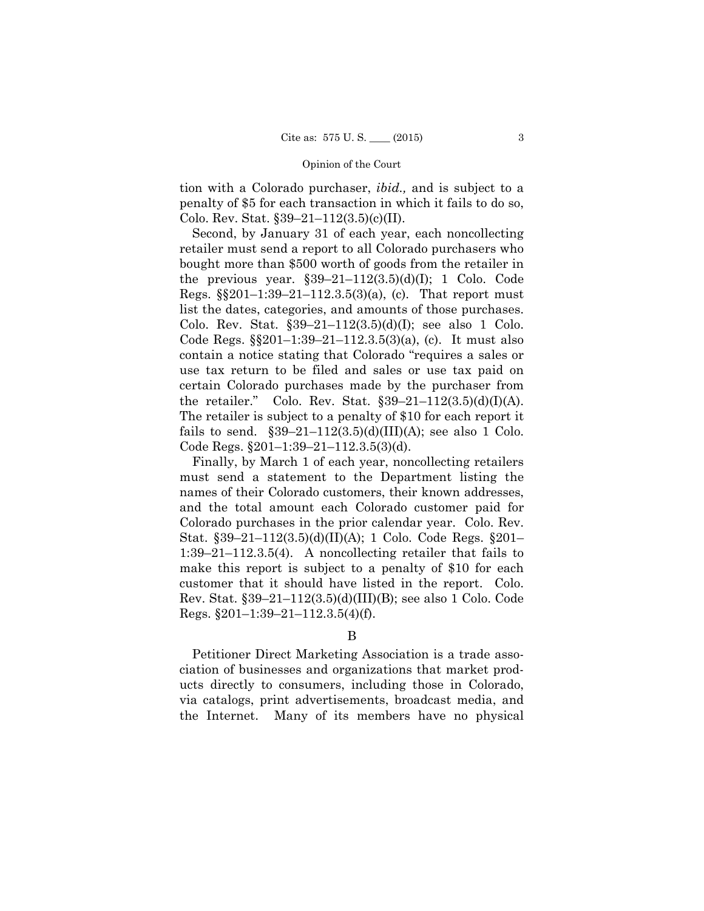tion with a Colorado purchaser, *ibid.,* and is subject to a penalty of $5 for each transaction in which it fails to do so, Colo. Rev. Stat. §39–21–112(3.5)(c)(II).

Second, by January 31 of each year, each noncollecting retailer must send a report to all Colorado purchasers who bought more than $500 worth of goods from the retailer in the previous year. §39–21–112(3.5)(d)(I); 1 Colo. Code Regs. §§201–1:39–21–112.3.5(3)(a), (c). That report must list the dates, categories, and amounts of those purchases. Colo. Rev. Stat. §39–21–112(3.5)(d)(I); see also 1 Colo. Code Regs. §§201–1:39–21–112.3.5(3)(a), (c). It must also contain a notice stating that Colorado "requires a sales or use tax return to be filed and sales or use tax paid on certain Colorado purchases made by the purchaser from the retailer." Colo. Rev. Stat. §39–21–112(3.5)(d)(I)(A). The retailer is subject to a penalty of $10 for each report it fails to send. §39–21–112(3.5)(d)(III)(A); see also 1 Colo. Code Regs. §201–1:39–21–112.3.5(3)(d).

Finally, by March 1 of each year, noncollecting retailers must send a statement to the Department listing the names of their Colorado customers, their known addresses, and the total amount each Colorado customer paid for Colorado purchases in the prior calendar year. Colo. Rev. Stat. §39–21–112(3.5)(d)(II)(A); 1 Colo. Code Regs. §201–1:39–21–112.3.5(4). A noncollecting retailer that fails to make this report is subject to a penalty of $10 for each customer that it should have listed in the report. Colo. Rev. Stat. §39–21–112(3.5)(d)(III)(B); see also 1 Colo. Code Regs. §201–1:39–21–112.3.5(4)(f).

### B

Petitioner Direct Marketing Association is a trade association of businesses and organizations that market products directly to consumers, including those in Colorado, via catalogs, print advertisements, broadcast media, and the Internet. Many of its members have no physical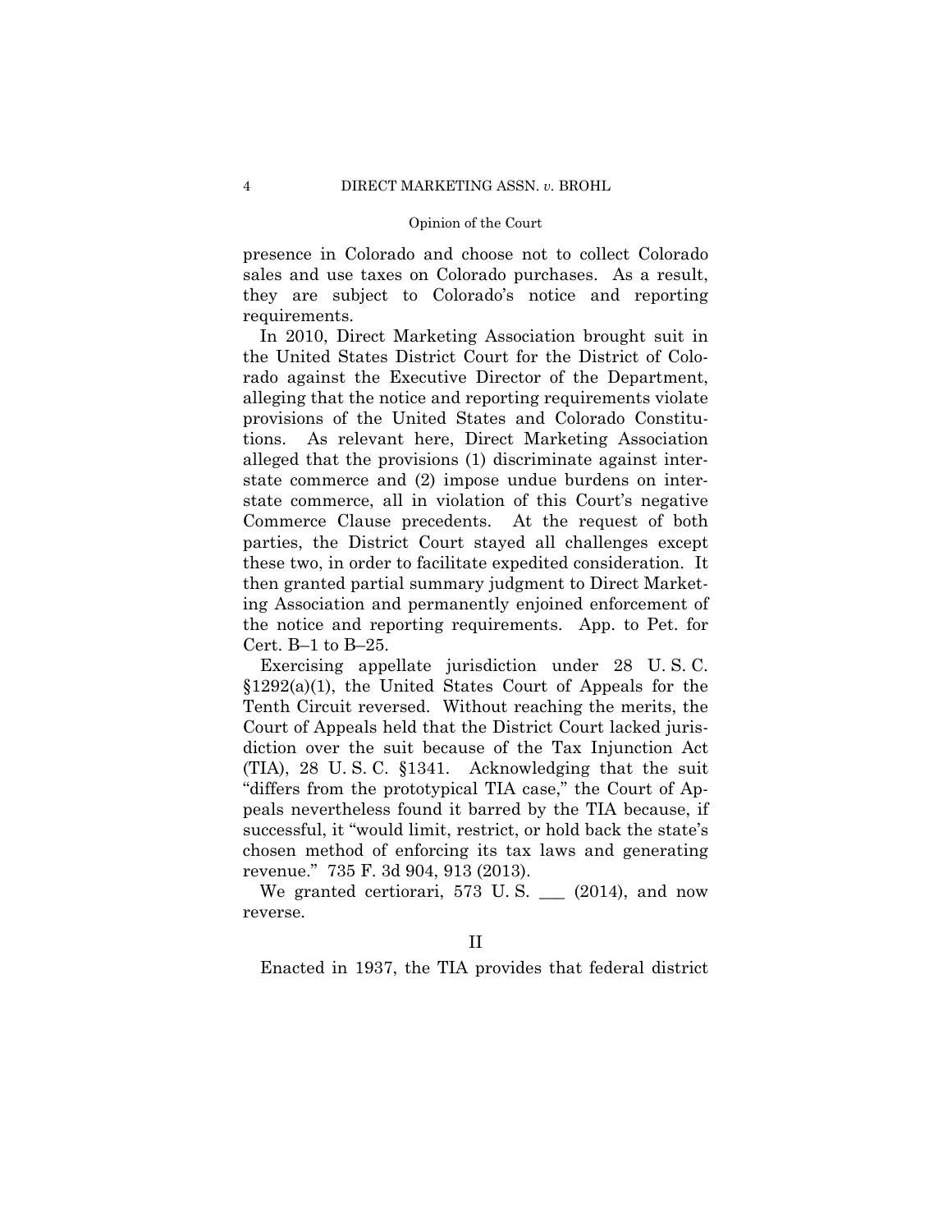presence in Colorado and choose not to collect Colorado sales and use taxes on Colorado purchases. As a result, they are subject to Colorado's notice and reporting requirements.

In 2010, Direct Marketing Association brought suit in the United States District Court for the District of Colorado against the Executive Director of the Department, alleging that the notice and reporting requirements violate provisions of the United States and Colorado Constitutions. As relevant here, Direct Marketing Association alleged that the provisions (1) discriminate against interstate commerce and (2) impose undue burdens on interstate commerce, all in violation of this Court's negative Commerce Clause precedents. At the request of both parties, the District Court stayed all challenges except these two, in order to facilitate expedited consideration. It then granted partial summary judgment to Direct Marketing Association and permanently enjoined enforcement of the notice and reporting requirements. App. to Pet. for Cert. B–1 to B–25.

Exercising appellate jurisdiction under 28 U. S. C. §1292(a)(1), the United States Court of Appeals for the Tenth Circuit reversed. Without reaching the merits, the Court of Appeals held that the District Court lacked jurisdiction over the suit because of the Tax Injunction Act (TIA), 28 U. S. C. §1341. Acknowledging that the suit "differs from the prototypical TIA case," the Court of Appeals nevertheless found it barred by the TIA because, if successful, it "would limit, restrict, or hold back the state's chosen method of enforcing its tax laws and generating revenue." 735 F. 3d 904, 913 (2013).

We granted certiorari, 573 U. S. ___ (2014), and now reverse.

## II

Enacted in 1937, the TIA provides that federal district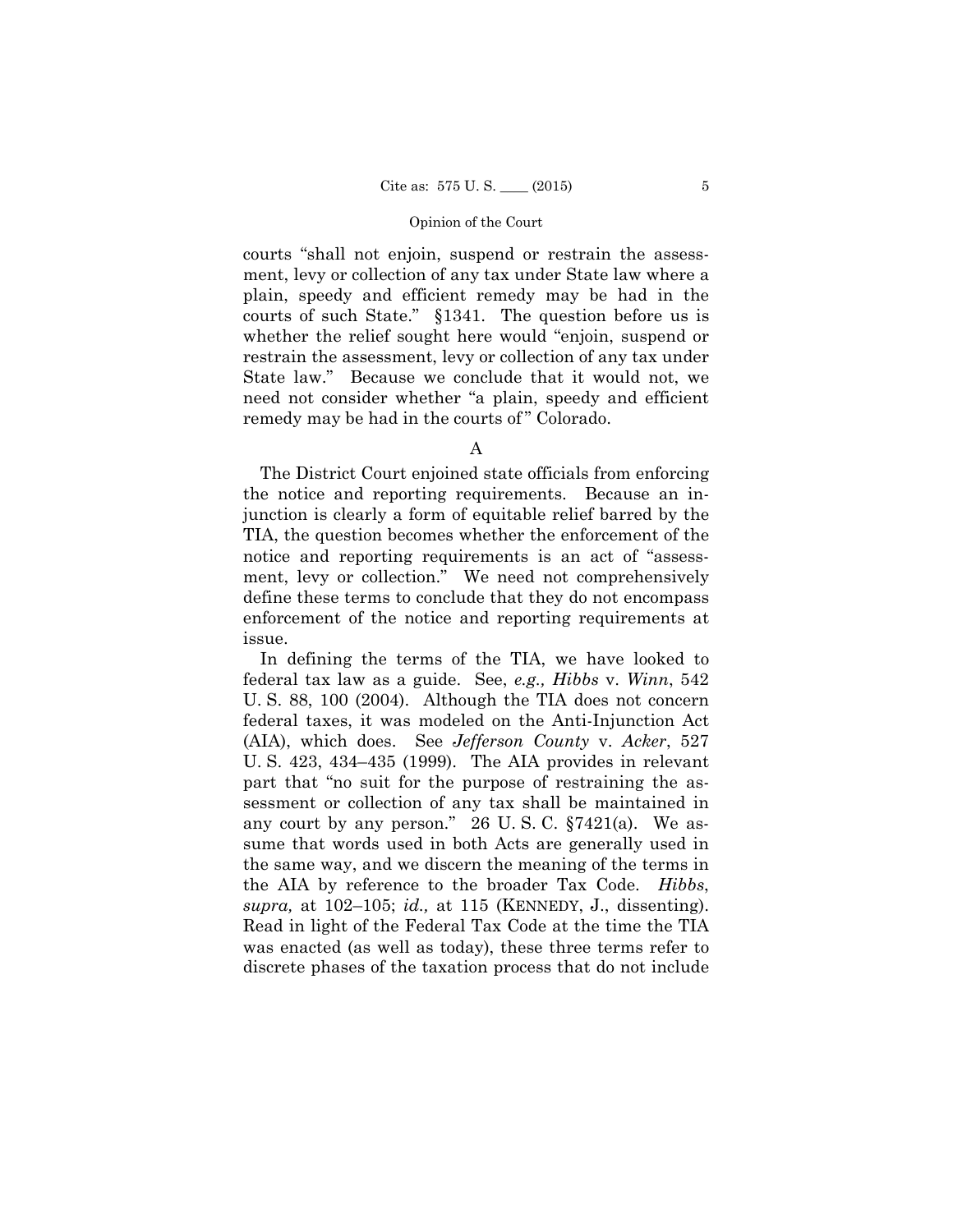courts "shall not enjoin, suspend or restrain the assessment, levy or collection of any tax under State law where a plain, speedy and efficient remedy may be had in the courts of such State." §1341. The question before us is whether the relief sought here would "enjoin, suspend or restrain the assessment, levy or collection of any tax under State law." Because we conclude that it would not, we need not consider whether "a plain, speedy and efficient remedy may be had in the courts of" Colorado.

### A

The District Court enjoined state officials from enforcing the notice and reporting requirements. Because an injunction is clearly a form of equitable relief barred by the TIA, the question becomes whether the enforcement of the notice and reporting requirements is an act of "assessment, levy or collection." We need not comprehensively define these terms to conclude that they do not encompass enforcement of the notice and reporting requirements at issue.

In defining the terms of the TIA, we have looked to federal tax law as a guide. See, *e.g., Hibbs* v. *Winn*, 542 U. S. 88, 100 (2004). Although the TIA does not concern federal taxes, it was modeled on the Anti-Injunction Act (AIA), which does. See *Jefferson County* v. *Acker*, 527 U. S. 423, 434–435 (1999). The AIA provides in relevant part that "no suit for the purpose of restraining the assessment or collection of any tax shall be maintained in any court by any person." 26 U. S. C. §7421(a). We assume that words used in both Acts are generally used in the same way, and we discern the meaning of the terms in the AIA by reference to the broader Tax Code. *Hibbs*, *supra,* at 102–105; *id.,* at 115 (KENNEDY, J., dissenting). Read in light of the Federal Tax Code at the time the TIA was enacted (as well as today), these three terms refer to discrete phases of the taxation process that do not include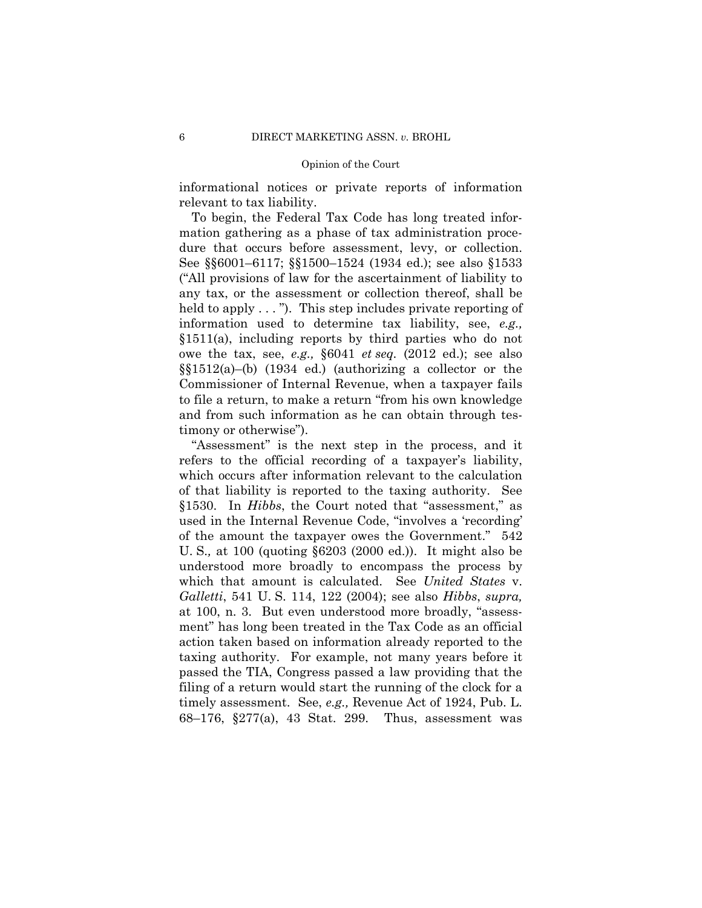informational notices or private reports of information relevant to tax liability.

To begin, the Federal Tax Code has long treated information gathering as a phase of tax administration procedure that occurs before assessment, levy, or collection. See §§6001–6117; §§1500–1524 (1934 ed.); see also §1533 ("All provisions of law for the ascertainment of liability to any tax, or the assessment or collection thereof, shall be held to apply . . . "). This step includes private reporting of information used to determine tax liability, see, *e.g.,* §1511(a), including reports by third parties who do not owe the tax, see, *e.g.,* §6041 *et seq.* (2012 ed.); see also §§1512(a)–(b) (1934 ed.) (authorizing a collector or the Commissioner of Internal Revenue, when a taxpayer fails to file a return, to make a return "from his own knowledge and from such information as he can obtain through testimony or otherwise").

"Assessment" is the next step in the process, and it refers to the official recording of a taxpayer's liability, which occurs after information relevant to the calculation of that liability is reported to the taxing authority. See §1530. In *Hibbs*, the Court noted that "assessment," as used in the Internal Revenue Code, "involves a 'recording' of the amount the taxpayer owes the Government." 542 U. S., at 100 (quoting §6203 (2000 ed.)). It might also be understood more broadly to encompass the process by which that amount is calculated. See *United States* v. *Galletti*, 541 U. S. 114, 122 (2004); see also *Hibbs*, *supra,* at 100, n. 3. But even understood more broadly, "assessment" has long been treated in the Tax Code as an official action taken based on information already reported to the taxing authority. For example, not many years before it passed the TIA, Congress passed a law providing that the filing of a return would start the running of the clock for a timely assessment. See, *e.g.,* Revenue Act of 1924, Pub. L. 68–176, §277(a), 43 Stat. 299. Thus, assessment was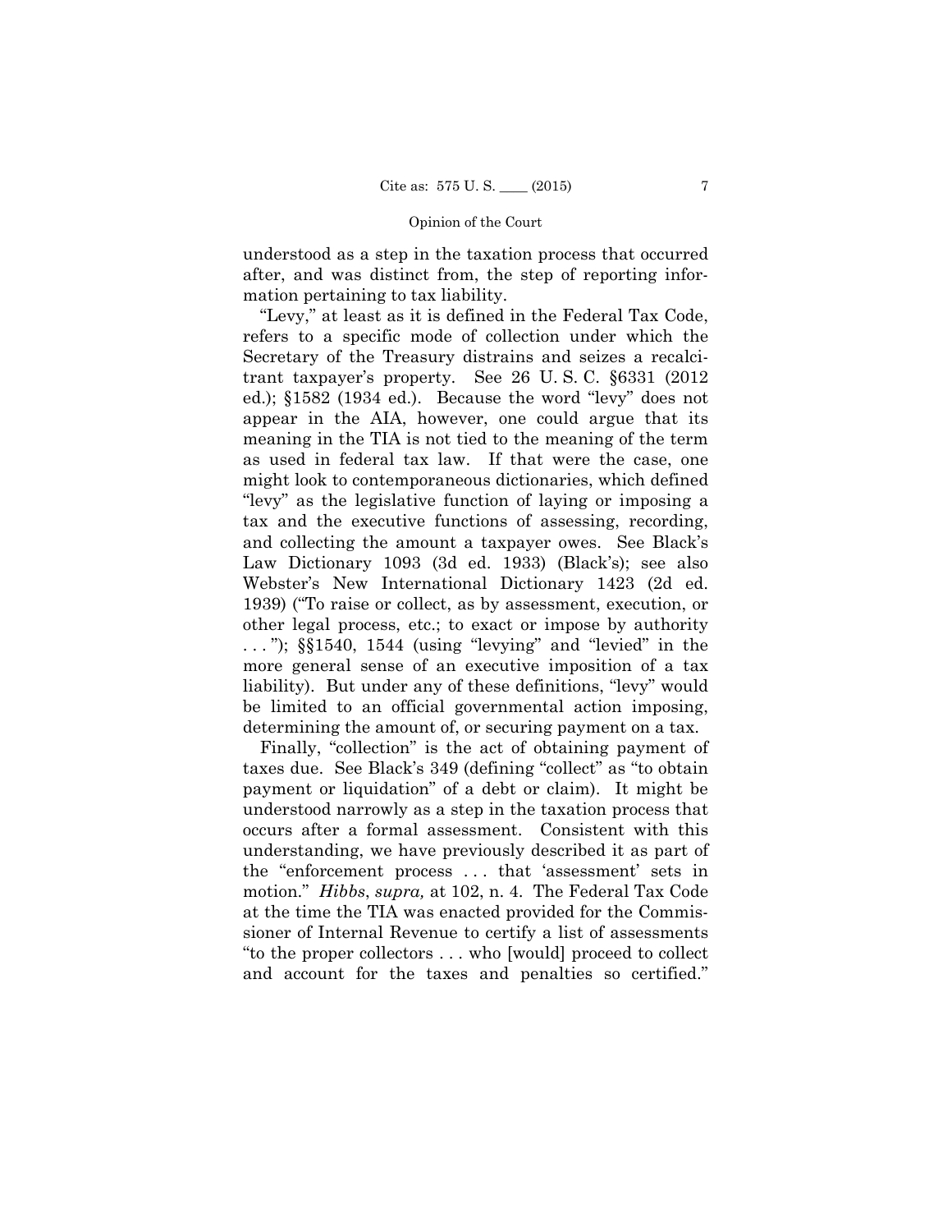understood as a step in the taxation process that occurred after, and was distinct from, the step of reporting information pertaining to tax liability.

"Levy," at least as it is defined in the Federal Tax Code, refers to a specific mode of collection under which the Secretary of the Treasury distrains and seizes a recalcitrant taxpayer's property. See 26 U. S. C. §6331 (2012 ed.); §1582 (1934 ed.). Because the word "levy" does not appear in the AIA, however, one could argue that its meaning in the TIA is not tied to the meaning of the term as used in federal tax law. If that were the case, one might look to contemporaneous dictionaries, which defined "levy" as the legislative function of laying or imposing a tax and the executive functions of assessing, recording, and collecting the amount a taxpayer owes. See Black's Law Dictionary 1093 (3d ed. 1933) (Black's); see also Webster's New International Dictionary 1423 (2d ed. 1939) ("To raise or collect, as by assessment, execution, or other legal process, etc.; to exact or impose by authority . . . "); §§1540, 1544 (using "levying" and "levied" in the more general sense of an executive imposition of a tax liability). But under any of these definitions, "levy" would be limited to an official governmental action imposing, determining the amount of, or securing payment on a tax.

Finally, "collection" is the act of obtaining payment of taxes due. See Black's 349 (defining "collect" as "to obtain payment or liquidation" of a debt or claim). It might be understood narrowly as a step in the taxation process that occurs after a formal assessment. Consistent with this understanding, we have previously described it as part of the "enforcement process . . . that 'assessment' sets in motion." *Hibbs*, *supra,* at 102, n. 4. The Federal Tax Code at the time the TIA was enacted provided for the Commissioner of Internal Revenue to certify a list of assessments "to the proper collectors . . . who [would] proceed to collect and account for the taxes and penalties so certified."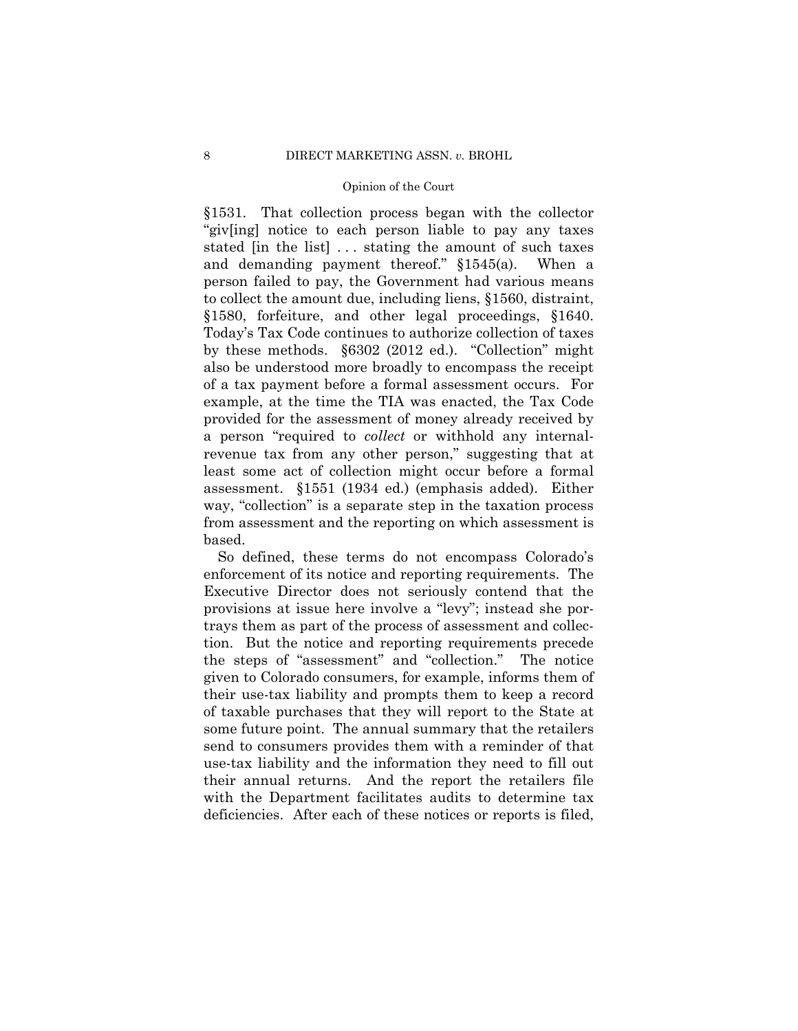§1531. That collection process began with the collector "giv[ing] notice to each person liable to pay any taxes stated [in the list] . . . stating the amount of such taxes and demanding payment thereof." §1545(a). When a person failed to pay, the Government had various means to collect the amount due, including liens, §1560, distraint, §1580, forfeiture, and other legal proceedings, §1640. Today's Tax Code continues to authorize collection of taxes by these methods. §6302 (2012 ed.). "Collection" might also be understood more broadly to encompass the receipt of a tax payment before a formal assessment occurs. For example, at the time the TIA was enacted, the Tax Code provided for the assessment of money already received by a person "required to *collect* or withhold any internal-revenue tax from any other person," suggesting that at least some act of collection might occur before a formal assessment. §1551 (1934 ed.) (emphasis added). Either way, "collection" is a separate step in the taxation process from assessment and the reporting on which assessment is based.

So defined, these terms do not encompass Colorado's enforcement of its notice and reporting requirements. The Executive Director does not seriously contend that the provisions at issue here involve a "levy"; instead she portrays them as part of the process of assessment and collection. But the notice and reporting requirements precede the steps of "assessment" and "collection." The notice given to Colorado consumers, for example, informs them of their use-tax liability and prompts them to keep a record of taxable purchases that they will report to the State at some future point. The annual summary that the retailers send to consumers provides them with a reminder of that use-tax liability and the information they need to fill out their annual returns. And the report the retailers file with the Department facilitates audits to determine tax deficiencies. After each of these notices or reports is filed,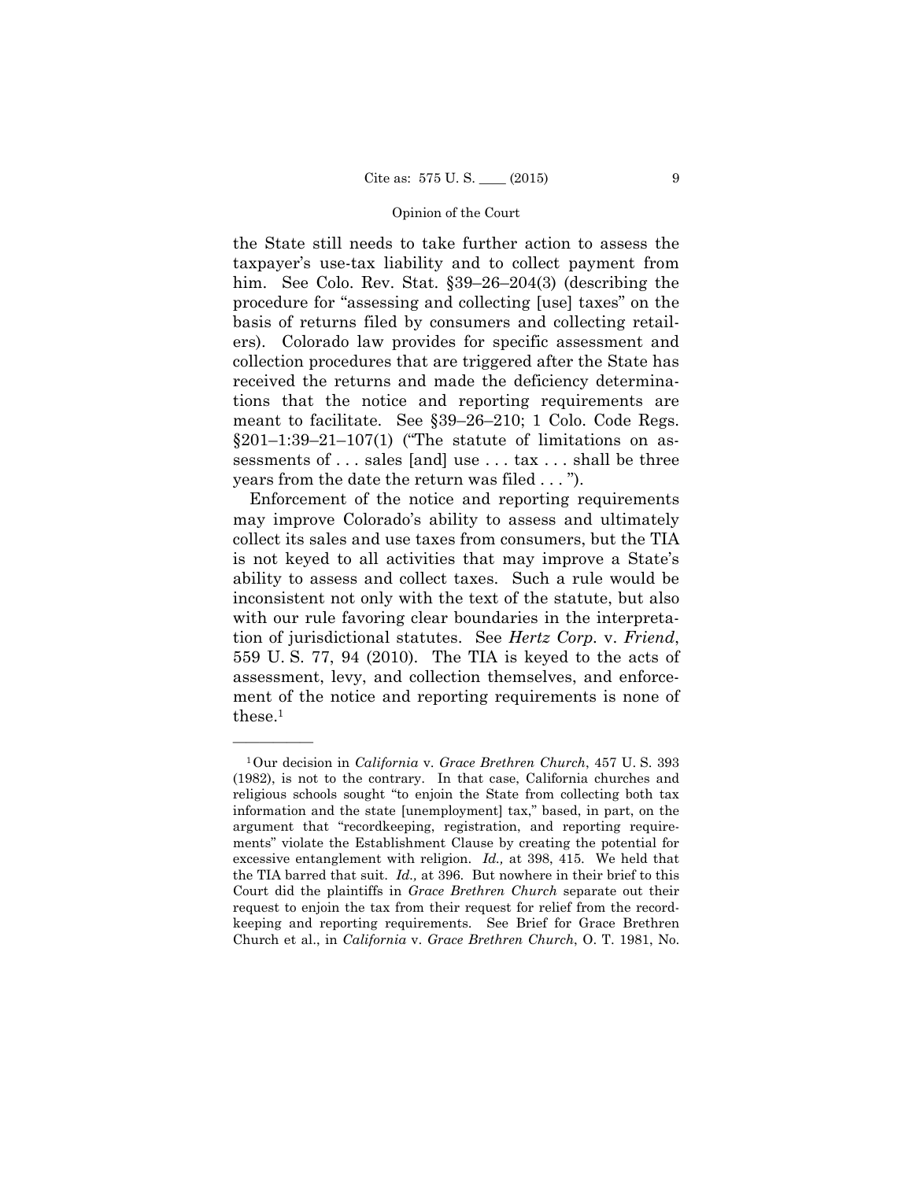the State still needs to take further action to assess the taxpayer's use-tax liability and to collect payment from him. See Colo. Rev. Stat. §39–26–204(3) (describing the procedure for "assessing and collecting [use] taxes" on the basis of returns filed by consumers and collecting retailers). Colorado law provides for specific assessment and collection procedures that are triggered after the State has received the returns and made the deficiency determinations that the notice and reporting requirements are meant to facilitate. See §39–26–210; 1 Colo. Code Regs. §201–1:39–21–107(1) ("The statute of limitations on assessments of . . . sales [and] use . . . tax . . . shall be three years from the date the return was filed . . . ").

Enforcement of the notice and reporting requirements may improve Colorado's ability to assess and ultimately collect its sales and use taxes from consumers, but the TIA is not keyed to all activities that may improve a State's ability to assess and collect taxes. Such a rule would be inconsistent not only with the text of the statute, but also with our rule favoring clear boundaries in the interpretation of jurisdictional statutes. See *Hertz Corp.* v. *Friend*, 559 U. S. 77, 94 (2010). The TIA is keyed to the acts of assessment, levy, and collection themselves, and enforcement of the notice and reporting requirements is none of these.[1]

---

[1] Our decision in *California* v. *Grace Brethren Church*, 457 U. S. 393 (1982), is not to the contrary. In that case, California churches and religious schools sought "to enjoin the State from collecting both tax information and the state [unemployment] tax," based, in part, on the argument that "recordkeeping, registration, and reporting requirements" violate the Establishment Clause by creating the potential for excessive entanglement with religion. *Id.,* at 398, 415. We held that the TIA barred that suit. *Id.,* at 396. But nowhere in their brief to this Court did the plaintiffs in *Grace Brethren Church* separate out their request to enjoin the tax from their request for relief from the recordkeeping and reporting requirements. See Brief for Grace Brethren Church et al., in *California* v. *Grace Brethren Church*, O. T. 1981, No.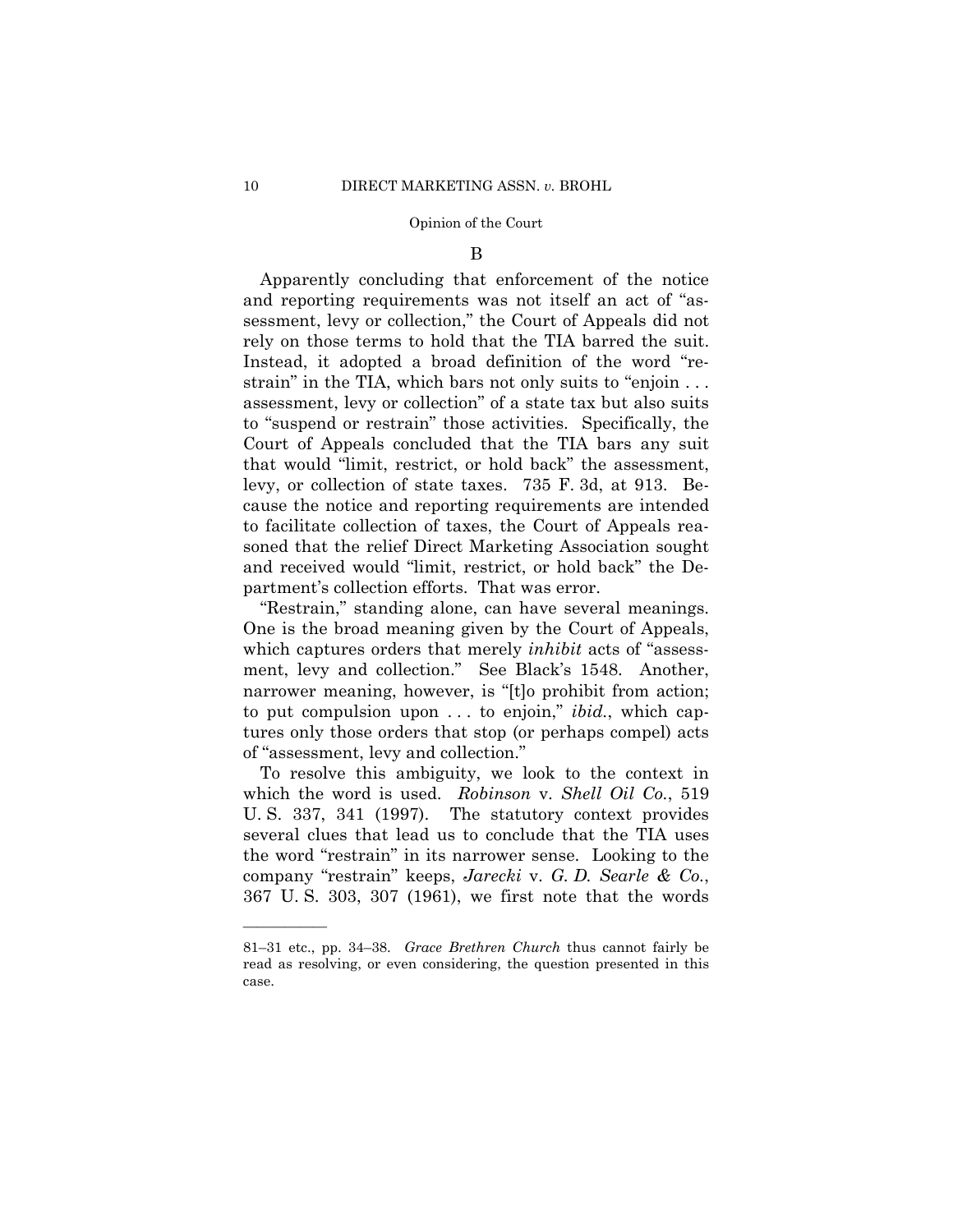B

Apparently concluding that enforcement of the notice and reporting requirements was not itself an act of "assessment, levy or collection," the Court of Appeals did not rely on those terms to hold that the TIA barred the suit. Instead, it adopted a broad definition of the word "restrain" in the TIA, which bars not only suits to "enjoin . . . assessment, levy or collection" of a state tax but also suits to "suspend or restrain" those activities. Specifically, the Court of Appeals concluded that the TIA bars any suit that would "limit, restrict, or hold back" the assessment, levy, or collection of state taxes. 735 F. 3d, at 913. Because the notice and reporting requirements are intended to facilitate collection of taxes, the Court of Appeals reasoned that the relief Direct Marketing Association sought and received would "limit, restrict, or hold back" the Department's collection efforts. That was error.

"Restrain," standing alone, can have several meanings. One is the broad meaning given by the Court of Appeals, which captures orders that merely *inhibit* acts of "assessment, levy and collection." See Black's 1548. Another, narrower meaning, however, is "[t]o prohibit from action; to put compulsion upon . . . to enjoin," *ibid.*, which captures only those orders that stop (or perhaps compel) acts of "assessment, levy and collection."

To resolve this ambiguity, we look to the context in which the word is used. *Robinson* v. *Shell Oil Co.*, 519 U. S. 337, 341 (1997). The statutory context provides several clues that lead us to conclude that the TIA uses the word "restrain" in its narrower sense. Looking to the company "restrain" keeps, *Jarecki* v. *G. D. Searle & Co.*, 367 U. S. 303, 307 (1961), we first note that the words

---

81–31 etc., pp. 34–38. *Grace Brethren Church* thus cannot fairly be read as resolving, or even considering, the question presented in this case.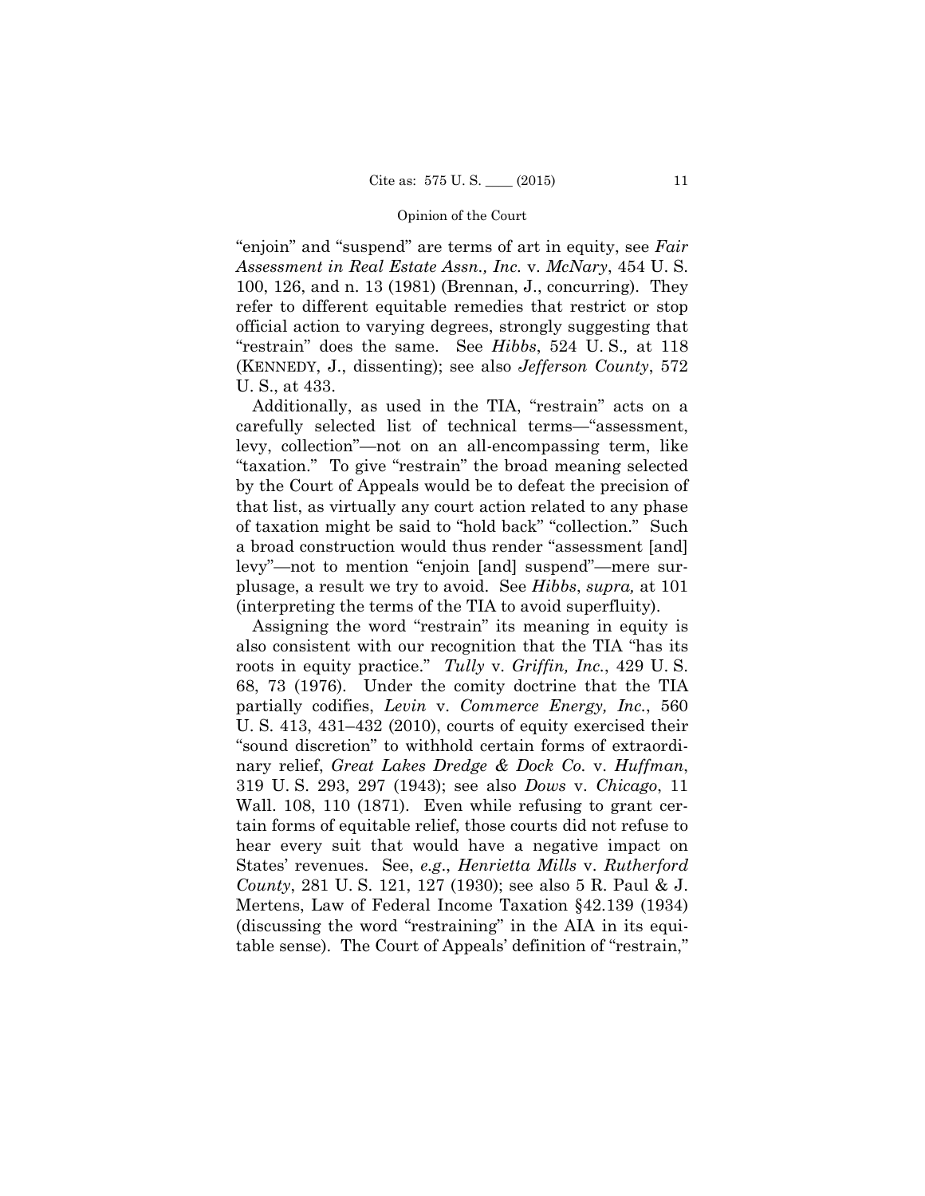"enjoin" and "suspend" are terms of art in equity, see *Fair Assessment in Real Estate Assn., Inc.* v. *McNary*, 454 U. S. 100, 126, and n. 13 (1981) (Brennan, J., concurring). They refer to different equitable remedies that restrict or stop official action to varying degrees, strongly suggesting that "restrain" does the same. See *Hibbs*, 524 U. S., at 118 (KENNEDY, J., dissenting); see also *Jefferson County*, 572 U. S., at 433.

Additionally, as used in the TIA, "restrain" acts on a carefully selected list of technical terms—"assessment, levy, collection"—not on an all-encompassing term, like "taxation." To give "restrain" the broad meaning selected by the Court of Appeals would be to defeat the precision of that list, as virtually any court action related to any phase of taxation might be said to "hold back" "collection." Such a broad construction would thus render "assessment [and] levy"—not to mention "enjoin [and] suspend"—mere surplusage, a result we try to avoid. See *Hibbs*, *supra,* at 101 (interpreting the terms of the TIA to avoid superfluity).

Assigning the word "restrain" its meaning in equity is also consistent with our recognition that the TIA "has its roots in equity practice." *Tully* v. *Griffin, Inc.*, 429 U. S. 68, 73 (1976). Under the comity doctrine that the TIA partially codifies, *Levin* v. *Commerce Energy, Inc.*, 560 U. S. 413, 431–432 (2010), courts of equity exercised their "sound discretion" to withhold certain forms of extraordinary relief, *Great Lakes Dredge & Dock Co.* v. *Huffman*, 319 U. S. 293, 297 (1943); see also *Dows* v. *Chicago*, 11 Wall. 108, 110 (1871). Even while refusing to grant certain forms of equitable relief, those courts did not refuse to hear every suit that would have a negative impact on States' revenues. See, *e.g*., *Henrietta Mills* v. *Rutherford County*, 281 U. S. 121, 127 (1930); see also 5 R. Paul & J. Mertens, Law of Federal Income Taxation §42.139 (1934) (discussing the word "restraining" in the AIA in its equitable sense). The Court of Appeals' definition of "restrain,"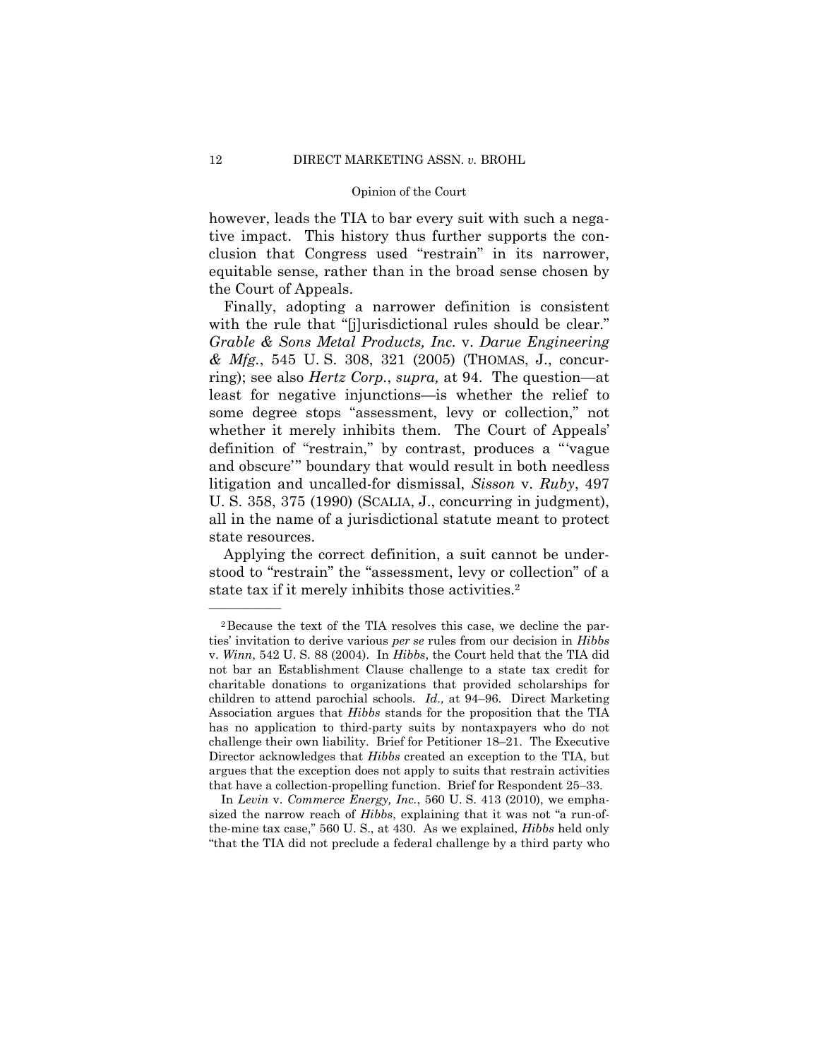however, leads the TIA to bar every suit with such a negative impact. This history thus further supports the conclusion that Congress used "restrain" in its narrower, equitable sense, rather than in the broad sense chosen by the Court of Appeals.

Finally, adopting a narrower definition is consistent with the rule that "[j]urisdictional rules should be clear." *Grable & Sons Metal Products, Inc.* v. *Darue Engineering & Mfg.*, 545 U. S. 308, 321 (2005) (THOMAS, J., concurring); see also *Hertz Corp.*, *supra,* at 94. The question—at least for negative injunctions—is whether the relief to some degree stops "assessment, levy or collection," not whether it merely inhibits them. The Court of Appeals' definition of "restrain," by contrast, produces a "'vague and obscure'" boundary that would result in both needless litigation and uncalled-for dismissal, *Sisson* v. *Ruby*, 497 U. S. 358, 375 (1990) (SCALIA, J., concurring in judgment), all in the name of a jurisdictional statute meant to protect state resources.

Applying the correct definition, a suit cannot be understood to "restrain" the "assessment, levy or collection" of a state tax if it merely inhibits those activities.[2]

---

[2] Because the text of the TIA resolves this case, we decline the parties' invitation to derive various *per se* rules from our decision in *Hibbs* v. *Winn*, 542 U. S. 88 (2004). In *Hibbs*, the Court held that the TIA did not bar an Establishment Clause challenge to a state tax credit for charitable donations to organizations that provided scholarships for children to attend parochial schools. *Id.,* at 94–96. Direct Marketing Association argues that *Hibbs* stands for the proposition that the TIA has no application to third-party suits by nontaxpayers who do not challenge their own liability. Brief for Petitioner 18–21. The Executive Director acknowledges that *Hibbs* created an exception to the TIA, but argues that the exception does not apply to suits that restrain activities that have a collection-propelling function. Brief for Respondent 25–33.

In *Levin* v. *Commerce Energy, Inc.*, 560 U. S. 413 (2010), we emphasized the narrow reach of *Hibbs*, explaining that it was not "a run-of-the-mine tax case," 560 U. S., at 430. As we explained, *Hibbs* held only "that the TIA did not preclude a federal challenge by a third party who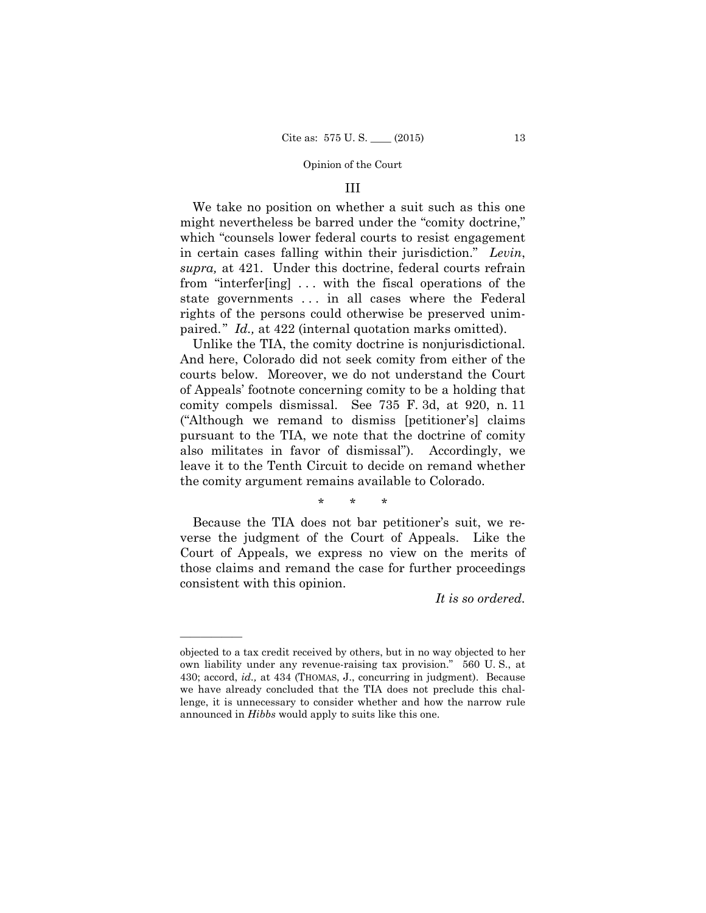## III

We take no position on whether a suit such as this one might nevertheless be barred under the "comity doctrine," which "counsels lower federal courts to resist engagement in certain cases falling within their jurisdiction." *Levin*, *supra,* at 421. Under this doctrine, federal courts refrain from "interfer[ing] . . . with the fiscal operations of the state governments . . . in all cases where the Federal rights of the persons could otherwise be preserved unimpaired." *Id.,* at 422 (internal quotation marks omitted).

Unlike the TIA, the comity doctrine is nonjurisdictional. And here, Colorado did not seek comity from either of the courts below. Moreover, we do not understand the Court of Appeals' footnote concerning comity to be a holding that comity compels dismissal. See 735 F. 3d, at 920, n. 11 ("Although we remand to dismiss [petitioner's] claims pursuant to the TIA, we note that the doctrine of comity also militates in favor of dismissal"). Accordingly, we leave it to the Tenth Circuit to decide on remand whether the comity argument remains available to Colorado.

\* \* \*

Because the TIA does not bar petitioner's suit, we reverse the judgment of the Court of Appeals. Like the Court of Appeals, we express no view on the merits of those claims and remand the case for further proceedings consistent with this opinion.

*It is so ordered.*

---

objected to a tax credit received by others, but in no way objected to her own liability under any revenue-raising tax provision." 560 U. S., at 430; accord, *id.,* at 434 (THOMAS, J., concurring in judgment). Because we have already concluded that the TIA does not preclude this challenge, it is unnecessary to consider whether and how the narrow rule announced in *Hibbs* would apply to suits like this one.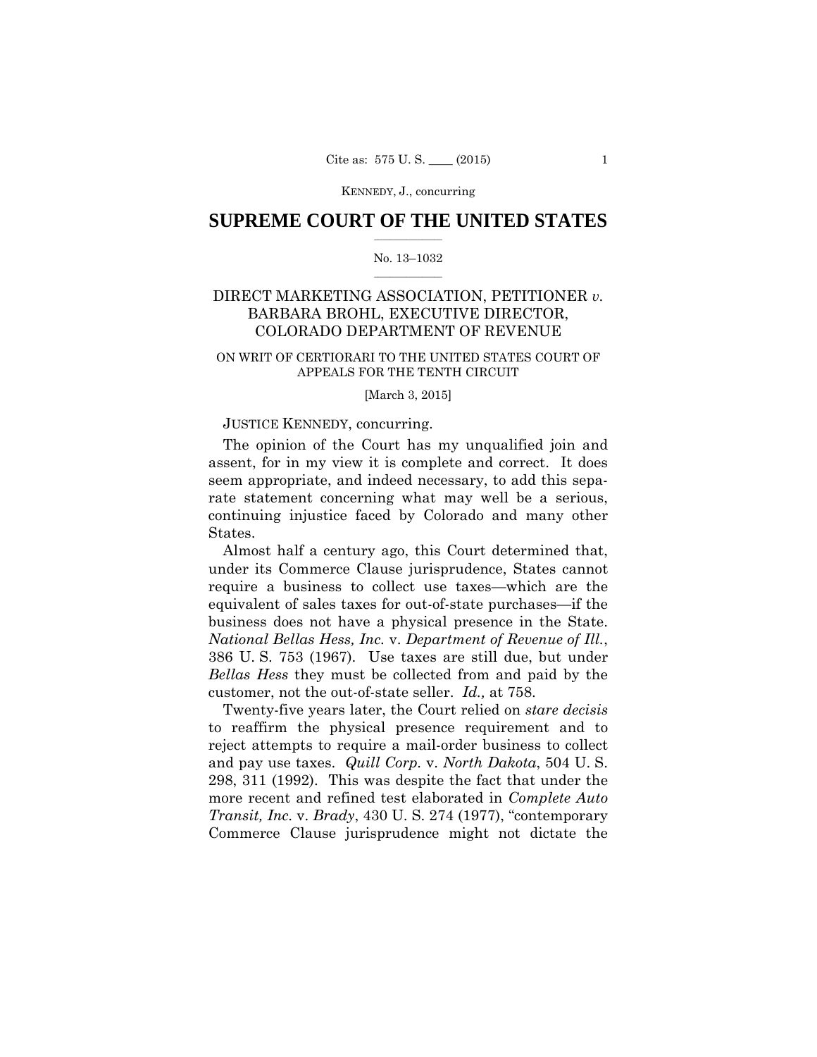KENNEDY, J., concurring

# SUPREME COURT OF THE UNITED STATES

No. 13–1032

DIRECT MARKETING ASSOCIATION, PETITIONER *v.* BARBARA BROHL, EXECUTIVE DIRECTOR, COLORADO DEPARTMENT OF REVENUE

ON WRIT OF CERTIORARI TO THE UNITED STATES COURT OF APPEALS FOR THE TENTH CIRCUIT

[March 3, 2015]

JUSTICE KENNEDY, concurring.

The opinion of the Court has my unqualified join and assent, for in my view it is complete and correct. It does seem appropriate, and indeed necessary, to add this separate statement concerning what may well be a serious, continuing injustice faced by Colorado and many other States.

Almost half a century ago, this Court determined that, under its Commerce Clause jurisprudence, States cannot require a business to collect use taxes—which are the equivalent of sales taxes for out-of-state purchases—if the business does not have a physical presence in the State. *National Bellas Hess, Inc.* v. *Department of Revenue of Ill.*, 386 U. S. 753 (1967). Use taxes are still due, but under *Bellas Hess* they must be collected from and paid by the customer, not the out-of-state seller. *Id.,* at 758.

Twenty-five years later, the Court relied on *stare decisis* to reaffirm the physical presence requirement and to reject attempts to require a mail-order business to collect and pay use taxes. *Quill Corp.* v. *North Dakota*, 504 U. S. 298, 311 (1992). This was despite the fact that under the more recent and refined test elaborated in *Complete Auto Transit, Inc.* v. *Brady*, 430 U. S. 274 (1977), "contemporary Commerce Clause jurisprudence might not dictate the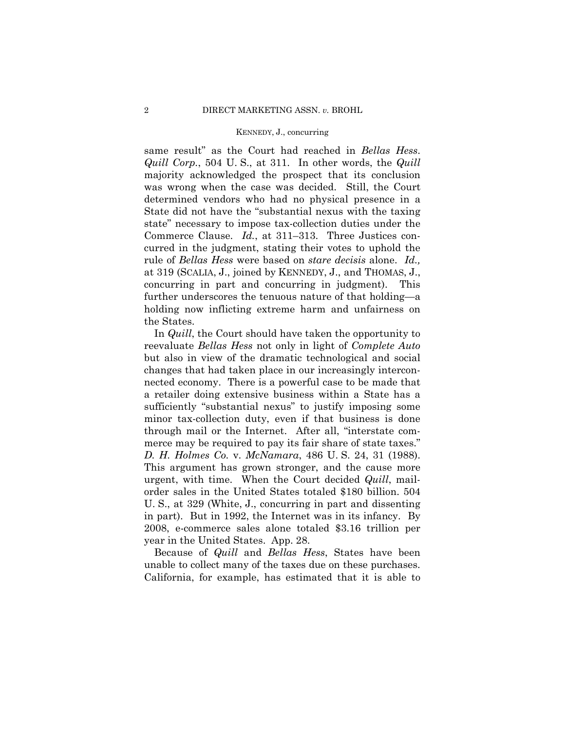same result" as the Court had reached in *Bellas Hess*. *Quill Corp.*, 504 U. S., at 311. In other words, the *Quill* majority acknowledged the prospect that its conclusion was wrong when the case was decided. Still, the Court determined vendors who had no physical presence in a State did not have the "substantial nexus with the taxing state" necessary to impose tax-collection duties under the Commerce Clause. *Id.*, at 311–313. Three Justices concurred in the judgment, stating their votes to uphold the rule of *Bellas Hess* were based on *stare decisis* alone. *Id.,* at 319 (SCALIA, J., joined by KENNEDY, J., and THOMAS, J., concurring in part and concurring in judgment). This further underscores the tenuous nature of that holding—a holding now inflicting extreme harm and unfairness on the States.

In *Quill*, the Court should have taken the opportunity to reevaluate *Bellas Hess* not only in light of *Complete Auto* but also in view of the dramatic technological and social changes that had taken place in our increasingly interconnected economy. There is a powerful case to be made that a retailer doing extensive business within a State has a sufficiently "substantial nexus" to justify imposing some minor tax-collection duty, even if that business is done through mail or the Internet. After all, "interstate commerce may be required to pay its fair share of state taxes." *D. H. Holmes Co.* v. *McNamara*, 486 U. S. 24, 31 (1988). This argument has grown stronger, and the cause more urgent, with time. When the Court decided *Quill*, mail-order sales in the United States totaled $180 billion. 504 U. S., at 329 (White, J., concurring in part and dissenting in part). But in 1992, the Internet was in its infancy. By 2008, e-commerce sales alone totaled $3.16 trillion per year in the United States. App. 28.

Because of *Quill* and *Bellas Hess*, States have been unable to collect many of the taxes due on these purchases. California, for example, has estimated that it is able to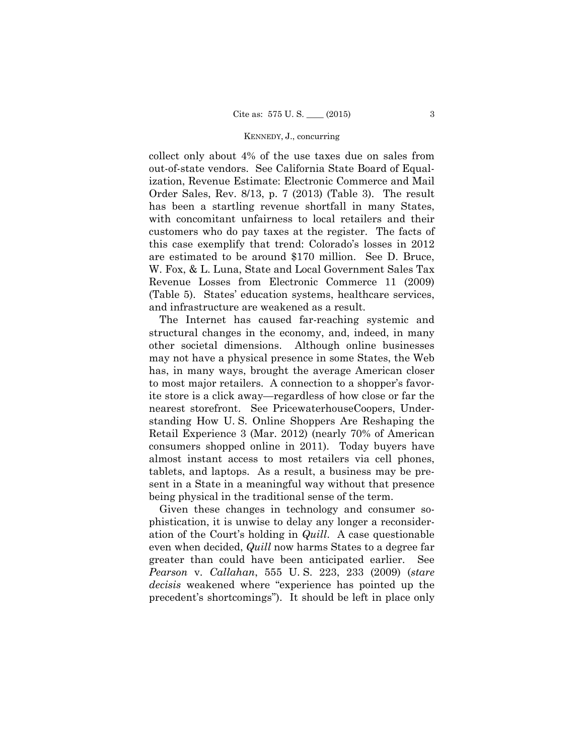collect only about 4% of the use taxes due on sales from out-of-state vendors. See California State Board of Equalization, Revenue Estimate: Electronic Commerce and Mail Order Sales, Rev. 8/13, p. 7 (2013) (Table 3). The result has been a startling revenue shortfall in many States, with concomitant unfairness to local retailers and their customers who do pay taxes at the register. The facts of this case exemplify that trend: Colorado's losses in 2012 are estimated to be around $170 million. See D. Bruce, W. Fox, & L. Luna, State and Local Government Sales Tax Revenue Losses from Electronic Commerce 11 (2009) (Table 5). States' education systems, healthcare services, and infrastructure are weakened as a result.

The Internet has caused far-reaching systemic and structural changes in the economy, and, indeed, in many other societal dimensions. Although online businesses may not have a physical presence in some States, the Web has, in many ways, brought the average American closer to most major retailers. A connection to a shopper's favorite store is a click away—regardless of how close or far the nearest storefront. See PricewaterhouseCoopers, Understanding How U. S. Online Shoppers Are Reshaping the Retail Experience 3 (Mar. 2012) (nearly 70% of American consumers shopped online in 2011). Today buyers have almost instant access to most retailers via cell phones, tablets, and laptops. As a result, a business may be present in a State in a meaningful way without that presence being physical in the traditional sense of the term.

Given these changes in technology and consumer sophistication, it is unwise to delay any longer a reconsideration of the Court's holding in *Quill*. A case questionable even when decided, *Quill* now harms States to a degree far greater than could have been anticipated earlier. See *Pearson* v. *Callahan*, 555 U. S. 223, 233 (2009) (*stare decisis* weakened where "experience has pointed up the precedent's shortcomings"). It should be left in place only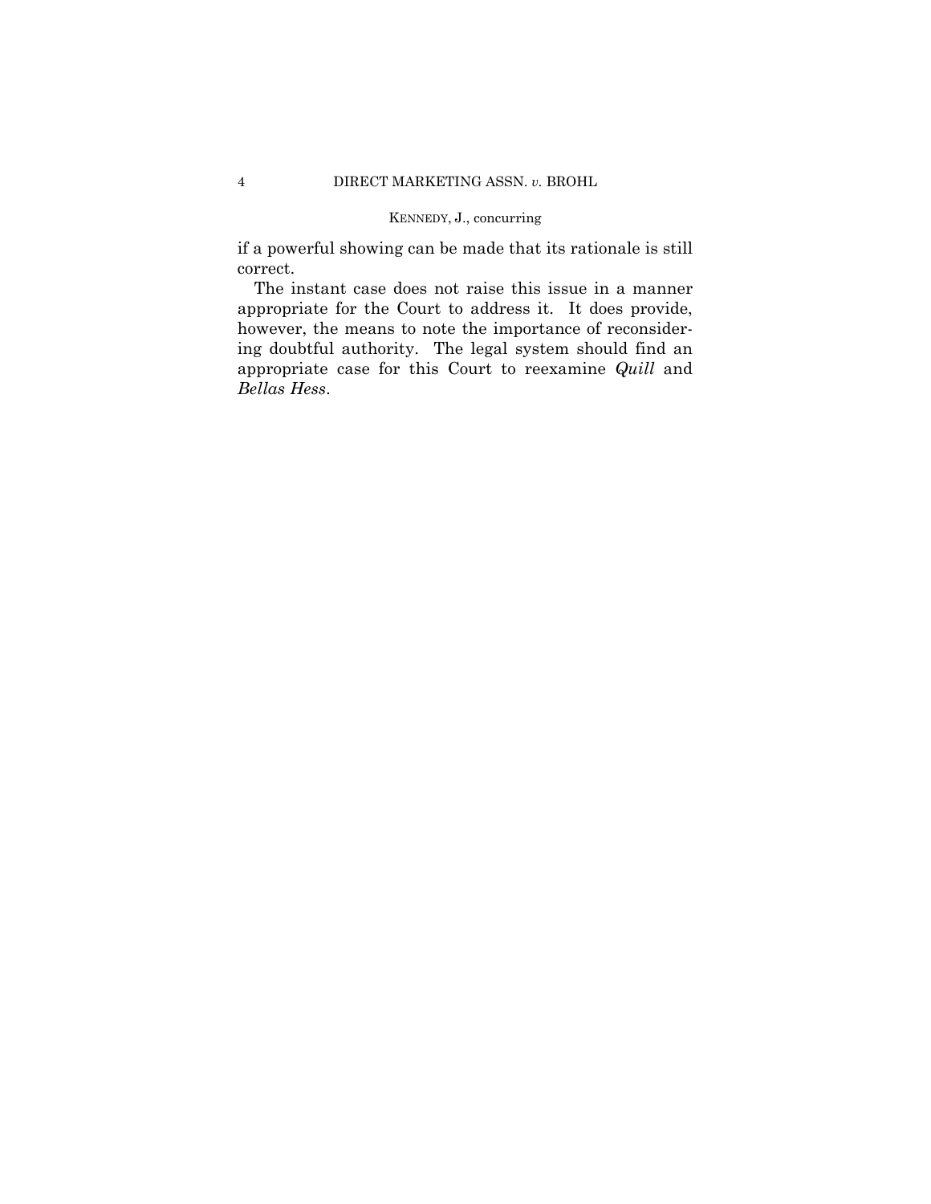if a powerful showing can be made that its rationale is still correct.

The instant case does not raise this issue in a manner appropriate for the Court to address it. It does provide, however, the means to note the importance of reconsidering doubtful authority. The legal system should find an appropriate case for this Court to reexamine *Quill* and *Bellas Hess*.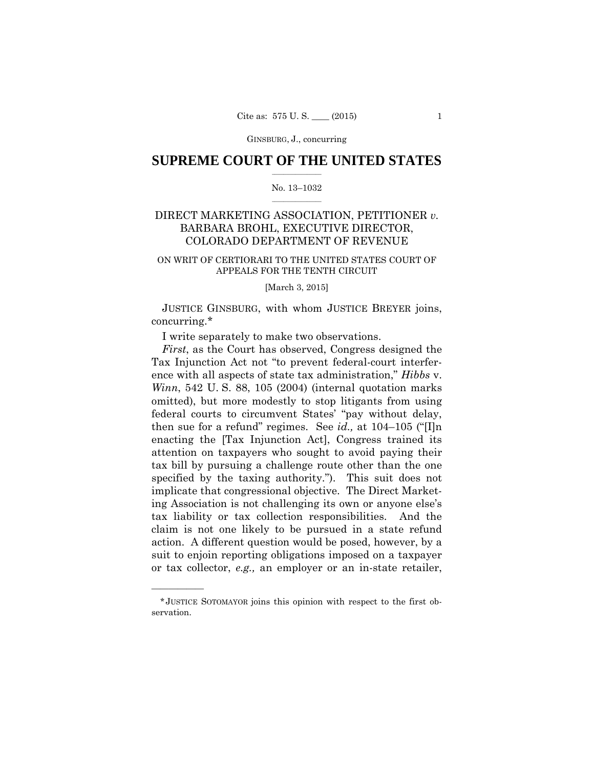# SUPREME COURT OF THE UNITED STATES

No. 13–1032

DIRECT MARKETING ASSOCIATION, PETITIONER *v.* BARBARA BROHL, EXECUTIVE DIRECTOR, COLORADO DEPARTMENT OF REVENUE

ON WRIT OF CERTIORARI TO THE UNITED STATES COURT OF APPEALS FOR THE TENTH CIRCUIT

[March 3, 2015]

JUSTICE GINSBURG, with whom JUSTICE BREYER joins, concurring.*

I write separately to make two observations.

*First*, as the Court has observed, Congress designed the Tax Injunction Act not "to prevent federal-court interference with all aspects of state tax administration," *Hibbs* v. *Winn*, 542 U. S. 88, 105 (2004) (internal quotation marks omitted), but more modestly to stop litigants from using federal courts to circumvent States' "pay without delay, then sue for a refund" regimes. See *id.,* at 104–105 ("[I]n enacting the [Tax Injunction Act], Congress trained its attention on taxpayers who sought to avoid paying their tax bill by pursuing a challenge route other than the one specified by the taxing authority."). This suit does not implicate that congressional objective. The Direct Marketing Association is not challenging its own or anyone else's tax liability or tax collection responsibilities. And the claim is not one likely to be pursued in a state refund action. A different question would be posed, however, by a suit to enjoin reporting obligations imposed on a taxpayer or tax collector, *e.g.,* an employer or an in-state retailer,

---

*JUSTICE SOTOMAYOR joins this opinion with respect to the first observation.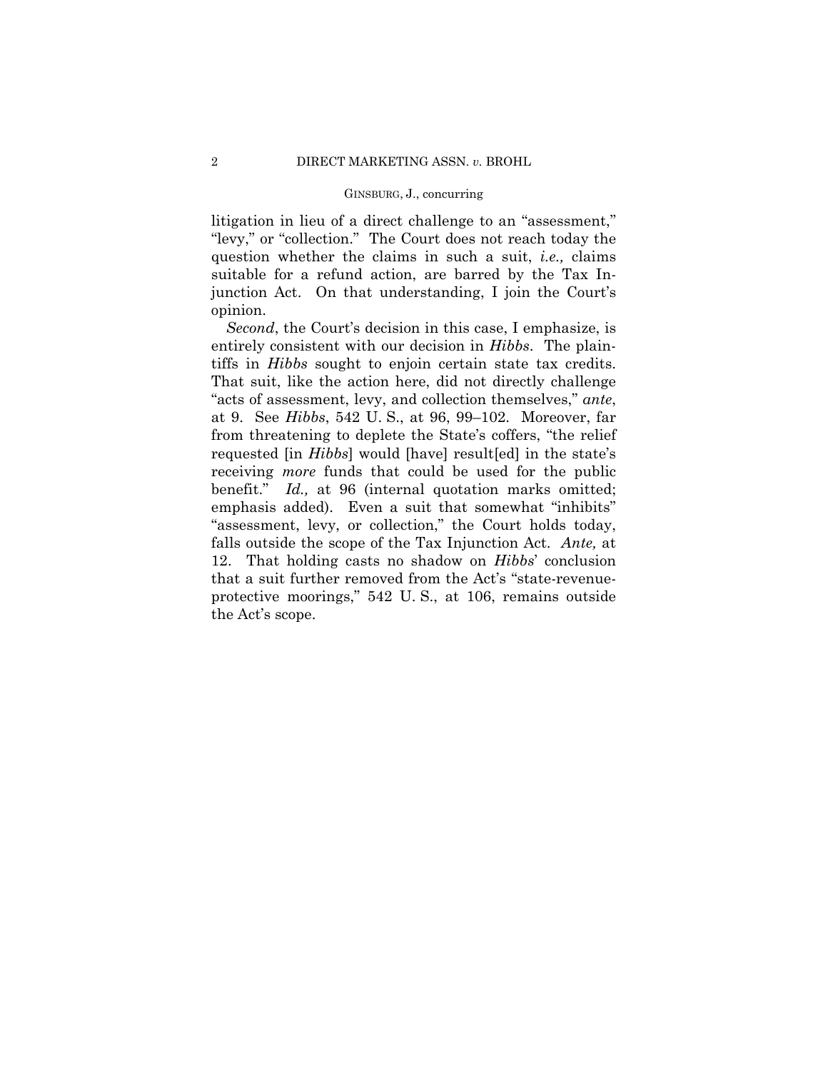litigation in lieu of a direct challenge to an "assessment," "levy," or "collection." The Court does not reach today the question whether the claims in such a suit, *i.e.,* claims suitable for a refund action, are barred by the Tax Injunction Act. On that understanding, I join the Court's opinion.

*Second*, the Court's decision in this case, I emphasize, is entirely consistent with our decision in *Hibbs*. The plaintiffs in *Hibbs* sought to enjoin certain state tax credits. That suit, like the action here, did not directly challenge "acts of assessment, levy, and collection themselves," *ante*, at 9. See *Hibbs*, 542 U. S., at 96, 99–102. Moreover, far from threatening to deplete the State's coffers, "the relief requested [in *Hibbs*] would [have] result[ed] in the state's receiving *more* funds that could be used for the public benefit." *Id.,* at 96 (internal quotation marks omitted; emphasis added). Even a suit that somewhat "inhibits" "assessment, levy, or collection," the Court holds today, falls outside the scope of the Tax Injunction Act. *Ante,* at 12. That holding casts no shadow on *Hibbs*' conclusion that a suit further removed from the Act's "state-revenue-protective moorings," 542 U. S., at 106, remains outside the Act's scope.